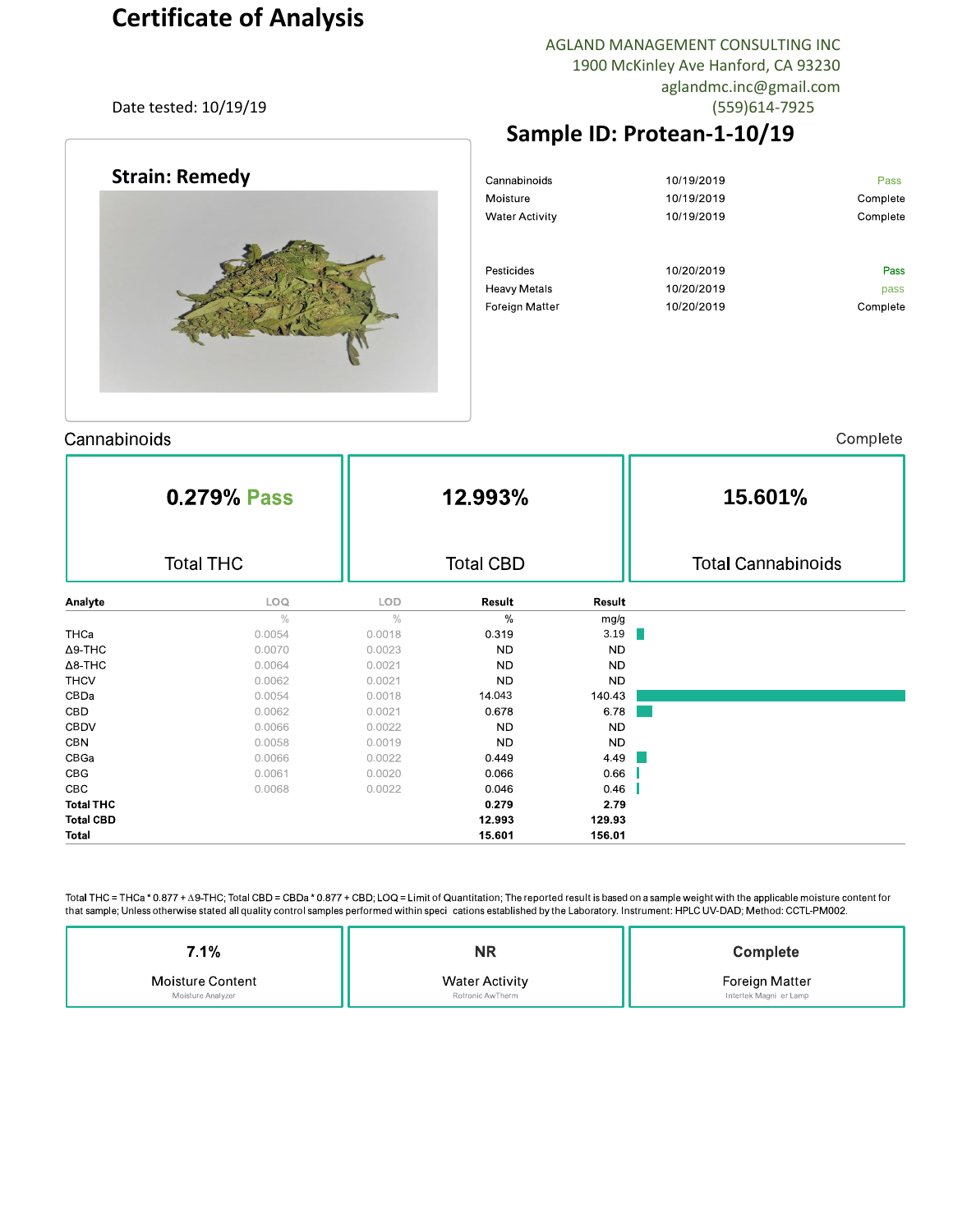# Certificate of Analysis

AGLAND MANAGEMENT CONSULTING INC
1900 McKinley Ave Hanford, CA 93230
aglandmc.inc@gmail.com
(559)614-7925

Date tested: 10/19/19

## Sample ID: Protean-1-10/19

## Strain: Remedy

| | | |
|---|---|---|
| Cannabinoids | 10/19/2019 | Pass |
| Moisture | 10/19/2019 | Complete |
| Water Activity | 10/19/2019 | Complete |
| Pesticides | 10/20/2019 | Pass |
| Heavy Metals | 10/20/2019 | pass |
| Foreign Matter | 10/20/2019 | Complete |

## Cannabinoids

Complete

| 0.279% Pass | 12.993% | 15.601% |
|---|---|---|
| Total THC | Total CBD | Total Cannabinoids |

| Analyte | LOQ | LOD | Result | Result |
|---|---|---|---|---|
| | % | % | % | mg/g |
| THCa | 0.0054 | 0.0018 | 0.319 | 3.19 |
| Δ9-THC | 0.0070 | 0.0023 | ND | ND |
| Δ8-THC | 0.0064 | 0.0021 | ND | ND |
| THCV | 0.0062 | 0.0021 | ND | ND |
| CBDa | 0.0054 | 0.0018 | 14.043 | 140.43 |
| CBD | 0.0062 | 0.0021 | 0.678 | 6.78 |
| CBDV | 0.0066 | 0.0022 | ND | ND |
| CBN | 0.0058 | 0.0019 | ND | ND |
| CBGa | 0.0066 | 0.0022 | 0.449 | 4.49 |
| CBG | 0.0061 | 0.0020 | 0.066 | 0.66 |
| CBC | 0.0068 | 0.0022 | 0.046 | 0.46 |
| **Total THC** | | | **0.279** | **2.79** |
| **Total CBD** | | | **12.993** | **129.93** |
| **Total** | | | **15.601** | **156.01** |

Total THC = THCa * 0.877 + Δ9-THC; Total CBD = CBDa * 0.877 + CBD; LOQ = Limit of Quantitation; The reported result is based on a sample weight with the applicable moisture content for that sample; Unless otherwise stated all quality control samples performed within speci cations established by the Laboratory. Instrument: HPLC UV-DAD; Method: CCTL-PM002.

| 7.1% | NR | Complete |
|---|---|---|
| Moisture Content | Water Activity | Foreign Matter |
| Moisture Analyzer | Rotronic AwTherm | Intertek Magni er Lamp |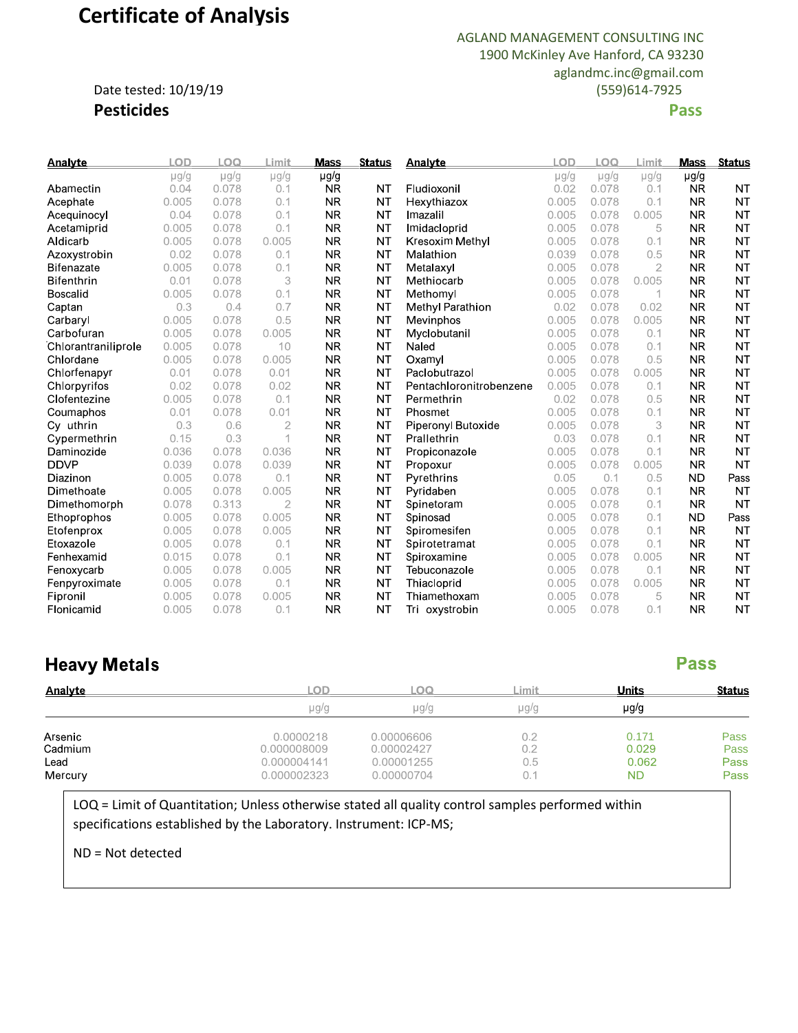# Certificate of Analysis

AGLAND MANAGEMENT CONSULTING INC
1900 McKinley Ave Hanford, CA 93230
aglandmc.inc@gmail.com
(559)614-7925

Date tested: 10/19/19

## Pesticides

**Pass**

| Analyte | LOD | LOQ | Limit | Mass | Status |
|---|---|---|---|---|---|
| | μg/g | μg/g | μg/g | μg/g | |
| Abamectin | 0.04 | 0.078 | 0.1 | NR | NT |
| Acephate | 0.005 | 0.078 | 0.1 | NR | NT |
| Acequinocyl | 0.04 | 0.078 | 0.1 | NR | NT |
| Acetamiprid | 0.005 | 0.078 | 0.1 | NR | NT |
| Aldicarb | 0.005 | 0.078 | 0.005 | NR | NT |
| Azoxystrobin | 0.02 | 0.078 | 0.1 | NR | NT |
| Bifenazate | 0.005 | 0.078 | 0.1 | NR | NT |
| Bifenthrin | 0.01 | 0.078 | 3 | NR | NT |
| Boscalid | 0.005 | 0.078 | 0.1 | NR | NT |
| Captan | 0.3 | 0.4 | 0.7 | NR | NT |
| Carbaryl | 0.005 | 0.078 | 0.5 | NR | NT |
| Carbofuran | 0.005 | 0.078 | 0.005 | NR | NT |
| Chlorantraniliprole | 0.005 | 0.078 | 10 | NR | NT |
| Chlordane | 0.005 | 0.078 | 0.005 | NR | NT |
| Chlorfenapyr | 0.01 | 0.078 | 0.01 | NR | NT |
| Chlorpyrifos | 0.02 | 0.078 | 0.02 | NR | NT |
| Clofentezine | 0.005 | 0.078 | 0.1 | NR | NT |
| Coumaphos | 0.01 | 0.078 | 0.01 | NR | NT |
| Cy uthrin | 0.3 | 0.6 | 2 | NR | NT |
| Cypermethrin | 0.15 | 0.3 | 1 | NR | NT |
| Daminozide | 0.036 | 0.078 | 0.036 | NR | NT |
| DDVP | 0.039 | 0.078 | 0.039 | NR | NT |
| Diazinon | 0.005 | 0.078 | 0.1 | NR | NT |
| Dimethoate | 0.005 | 0.078 | 0.005 | NR | NT |
| Dimethomorph | 0.078 | 0.313 | 2 | NR | NT |
| Ethoprophos | 0.005 | 0.078 | 0.005 | NR | NT |
| Etofenprox | 0.005 | 0.078 | 0.005 | NR | NT |
| Etoxazole | 0.005 | 0.078 | 0.1 | NR | NT |
| Fenhexamid | 0.015 | 0.078 | 0.1 | NR | NT |
| Fenoxycarb | 0.005 | 0.078 | 0.005 | NR | NT |
| Fenpyroximate | 0.005 | 0.078 | 0.1 | NR | NT |
| Fipronil | 0.005 | 0.078 | 0.005 | NR | NT |
| Flonicamid | 0.005 | 0.078 | 0.1 | NR | NT |
| Fludioxonil | 0.02 | 0.078 | 0.1 | NR | NT |
| Hexythiazox | 0.005 | 0.078 | 0.1 | NR | NT |
| Imazalil | 0.005 | 0.078 | 0.005 | NR | NT |
| Imidacloprid | 0.005 | 0.078 | 5 | NR | NT |
| Kresoxim Methyl | 0.005 | 0.078 | 0.1 | NR | NT |
| Malathion | 0.039 | 0.078 | 0.5 | NR | NT |
| Metalaxyl | 0.005 | 0.078 | 2 | NR | NT |
| Methiocarb | 0.005 | 0.078 | 0.005 | NR | NT |
| Methomyl | 0.005 | 0.078 | 1 | NR | NT |
| Methyl Parathion | 0.02 | 0.078 | 0.02 | NR | NT |
| Mevinphos | 0.005 | 0.078 | 0.005 | NR | NT |
| Myclobutanil | 0.005 | 0.078 | 0.1 | NR | NT |
| Naled | 0.005 | 0.078 | 0.1 | NR | NT |
| Oxamyl | 0.005 | 0.078 | 0.5 | NR | NT |
| Paclobutrazol | 0.005 | 0.078 | 0.005 | NR | NT |
| Pentachloronitrobenzene | 0.005 | 0.078 | 0.1 | NR | NT |
| Permethrin | 0.02 | 0.078 | 0.5 | NR | NT |
| Phosmet | 0.005 | 0.078 | 0.1 | NR | NT |
| Piperonyl Butoxide | 0.005 | 0.078 | 3 | NR | NT |
| Prallethrin | 0.03 | 0.078 | 0.1 | NR | NT |
| Propiconazole | 0.005 | 0.078 | 0.1 | NR | NT |
| Propoxur | 0.005 | 0.078 | 0.005 | NR | NT |
| Pyrethrins | 0.05 | 0.1 | 0.5 | ND | Pass |
| Pyridaben | 0.005 | 0.078 | 0.1 | NR | NT |
| Spinetoram | 0.005 | 0.078 | 0.1 | NR | NT |
| Spinosad | 0.005 | 0.078 | 0.1 | ND | Pass |
| Spiromesifen | 0.005 | 0.078 | 0.1 | NR | NT |
| Spirotetramat | 0.005 | 0.078 | 0.1 | NR | NT |
| Spiroxamine | 0.005 | 0.078 | 0.005 | NR | NT |
| Tebuconazole | 0.005 | 0.078 | 0.1 | NR | NT |
| Thiacloprid | 0.005 | 0.078 | 0.005 | NR | NT |
| Thiamethoxam | 0.005 | 0.078 | 5 | NR | NT |
| Tri oxystrobin | 0.005 | 0.078 | 0.1 | NR | NT |

## Heavy Metals

**Pass**

| Analyte | LOD | LOQ | Limit | Units | Status |
|---|---|---|---|---|---|
| | μg/g | μg/g | μg/g | μg/g | |
| Arsenic | 0.0000218 | 0.00006606 | 0.2 | 0.171 | Pass |
| Cadmium | 0.000008009 | 0.00002427 | 0.2 | 0.029 | Pass |
| Lead | 0.000004141 | 0.00001255 | 0.5 | 0.062 | Pass |
| Mercury | 0.000002323 | 0.00000704 | 0.1 | ND | Pass |

LOQ = Limit of Quantitation; Unless otherwise stated all quality control samples performed within specifications established by the Laboratory. Instrument: ICP-MS;

ND = Not detected